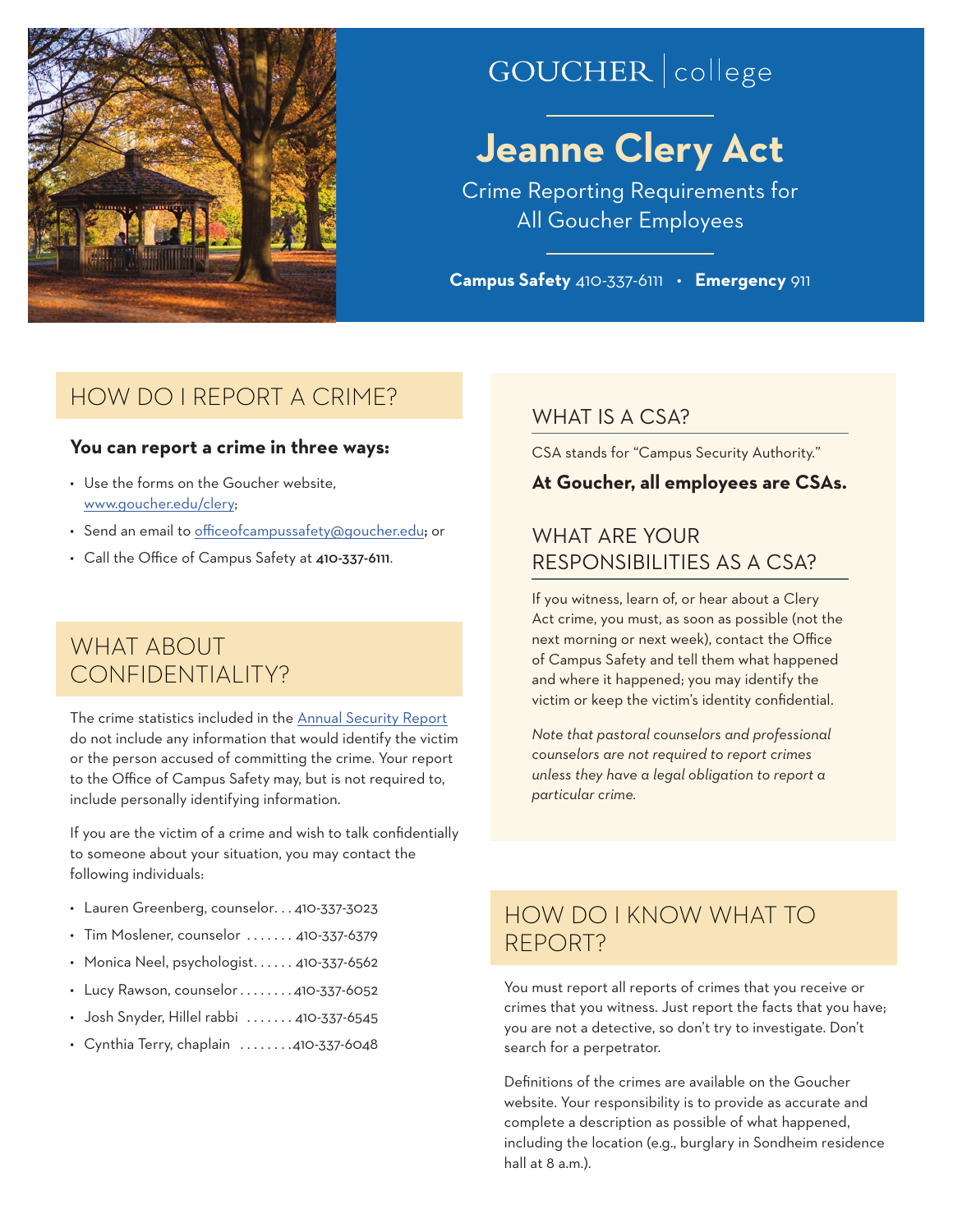GOUCHER | college

# Jeanne Clery Act

Crime Reporting Requirements for All Goucher Employees

**Campus Safety** 410-337-6111 • **Emergency** 911

## HOW DO I REPORT A CRIME?

**You can report a crime in three ways:**

- Use the forms on the Goucher website, www.goucher.edu/clery;
- Send an email to officeofcampussafety@goucher.edu; or
- Call the Office of Campus Safety at **410-337-6111**.

## WHAT ABOUT CONFIDENTIALITY?

The crime statistics included in the Annual Security Report do not include any information that would identify the victim or the person accused of committing the crime. Your report to the Office of Campus Safety may, but is not required to, include personally identifying information.

If you are the victim of a crime and wish to talk confidentially to someone about your situation, you may contact the following individuals:

- Lauren Greenberg, counselor. . . 410-337-3023
- Tim Moslener, counselor . . . . . . . 410-337-6379
- Monica Neel, psychologist. . . . . . 410-337-6562
- Lucy Rawson, counselor . . . . . . . . 410-337-6052
- Josh Snyder, Hillel rabbi . . . . . . . 410-337-6545
- Cynthia Terry, chaplain . . . . . . . .410-337-6048

## WHAT IS A CSA?

CSA stands for "Campus Security Authority."

**At Goucher, all employees are CSAs.**

## WHAT ARE YOUR RESPONSIBILITIES AS A CSA?

If you witness, learn of, or hear about a Clery Act crime, you must, as soon as possible (not the next morning or next week), contact the Office of Campus Safety and tell them what happened and where it happened; you may identify the victim or keep the victim's identity confidential.

*Note that pastoral counselors and professional counselors are not required to report crimes unless they have a legal obligation to report a particular crime.*

## HOW DO I KNOW WHAT TO REPORT?

You must report all reports of crimes that you receive or crimes that you witness. Just report the facts that you have; you are not a detective, so don't try to investigate. Don't search for a perpetrator.

Definitions of the crimes are available on the Goucher website. Your responsibility is to provide as accurate and complete a description as possible of what happened, including the location (e.g., burglary in Sondheim residence hall at 8 a.m.).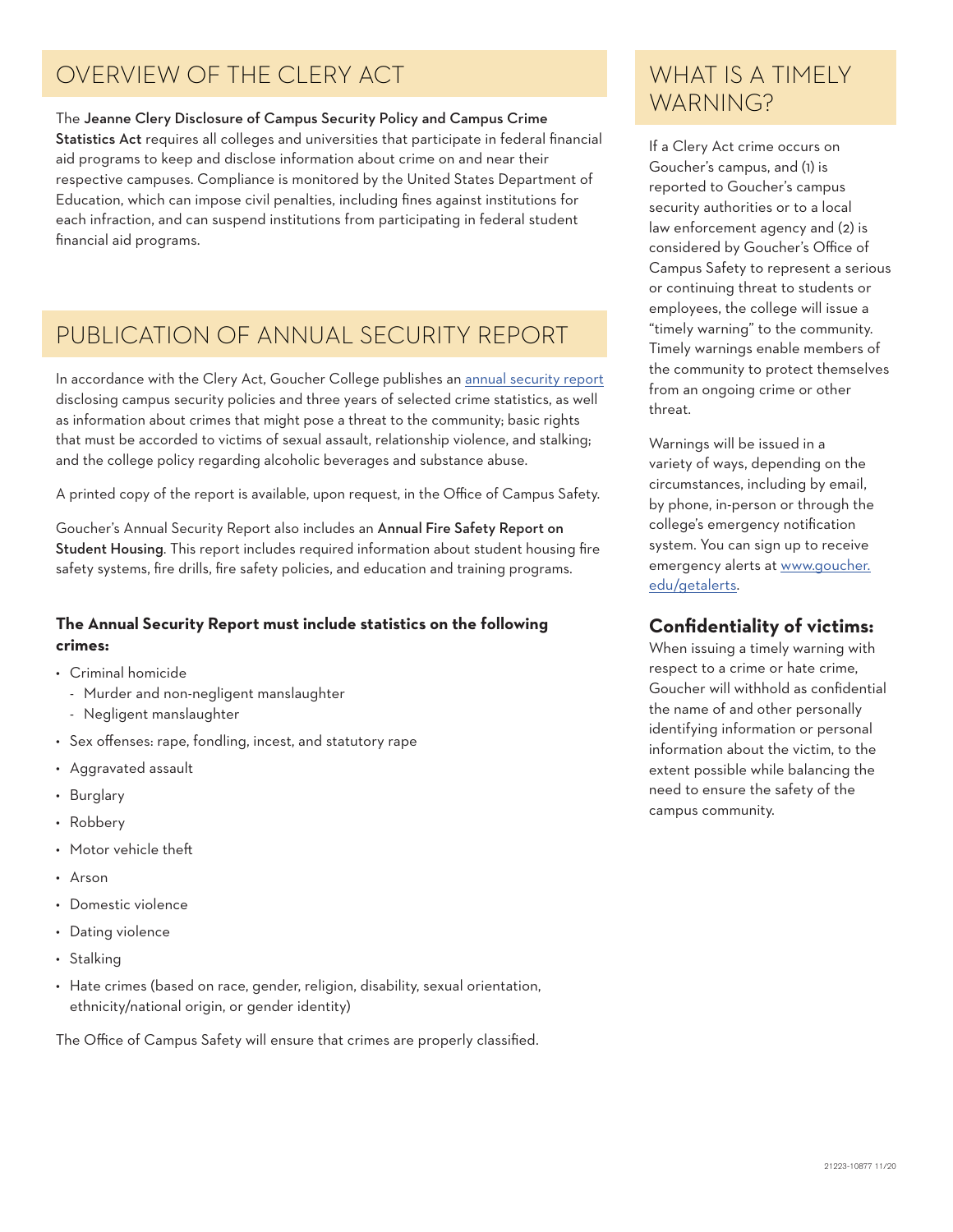## OVERVIEW OF THE CLERY ACT

The **Jeanne Clery Disclosure of Campus Security Policy and Campus Crime Statistics Act** requires all colleges and universities that participate in federal financial aid programs to keep and disclose information about crime on and near their respective campuses. Compliance is monitored by the United States Department of Education, which can impose civil penalties, including fines against institutions for each infraction, and can suspend institutions from participating in federal student financial aid programs.

## PUBLICATION OF ANNUAL SECURITY REPORT

In accordance with the Clery Act, Goucher College publishes an annual security report disclosing campus security policies and three years of selected crime statistics, as well as information about crimes that might pose a threat to the community; basic rights that must be accorded to victims of sexual assault, relationship violence, and stalking; and the college policy regarding alcoholic beverages and substance abuse.

A printed copy of the report is available, upon request, in the Office of Campus Safety.

Goucher's Annual Security Report also includes an **Annual Fire Safety Report on Student Housing**. This report includes required information about student housing fire safety systems, fire drills, fire safety policies, and education and training programs.

### The Annual Security Report must include statistics on the following crimes:

- Criminal homicide
  - Murder and non-negligent manslaughter
  - Negligent manslaughter
- Sex offenses: rape, fondling, incest, and statutory rape
- Aggravated assault
- Burglary
- Robbery
- Motor vehicle theft
- Arson
- Domestic violence
- Dating violence
- Stalking
- Hate crimes (based on race, gender, religion, disability, sexual orientation, ethnicity/national origin, or gender identity)

The Office of Campus Safety will ensure that crimes are properly classified.

## WHAT IS A TIMELY WARNING?

If a Clery Act crime occurs on Goucher's campus, and (1) is reported to Goucher's campus security authorities or to a local law enforcement agency and (2) is considered by Goucher's Office of Campus Safety to represent a serious or continuing threat to students or employees, the college will issue a "timely warning" to the community. Timely warnings enable members of the community to protect themselves from an ongoing crime or other threat.

Warnings will be issued in a variety of ways, depending on the circumstances, including by email, by phone, in-person or through the college's emergency notification system. You can sign up to receive emergency alerts at www.goucher.edu/getalerts.

### Confidentiality of victims:

When issuing a timely warning with respect to a crime or hate crime, Goucher will withhold as confidential the name of and other personally identifying information or personal information about the victim, to the extent possible while balancing the need to ensure the safety of the campus community.

21223-10877 11/20